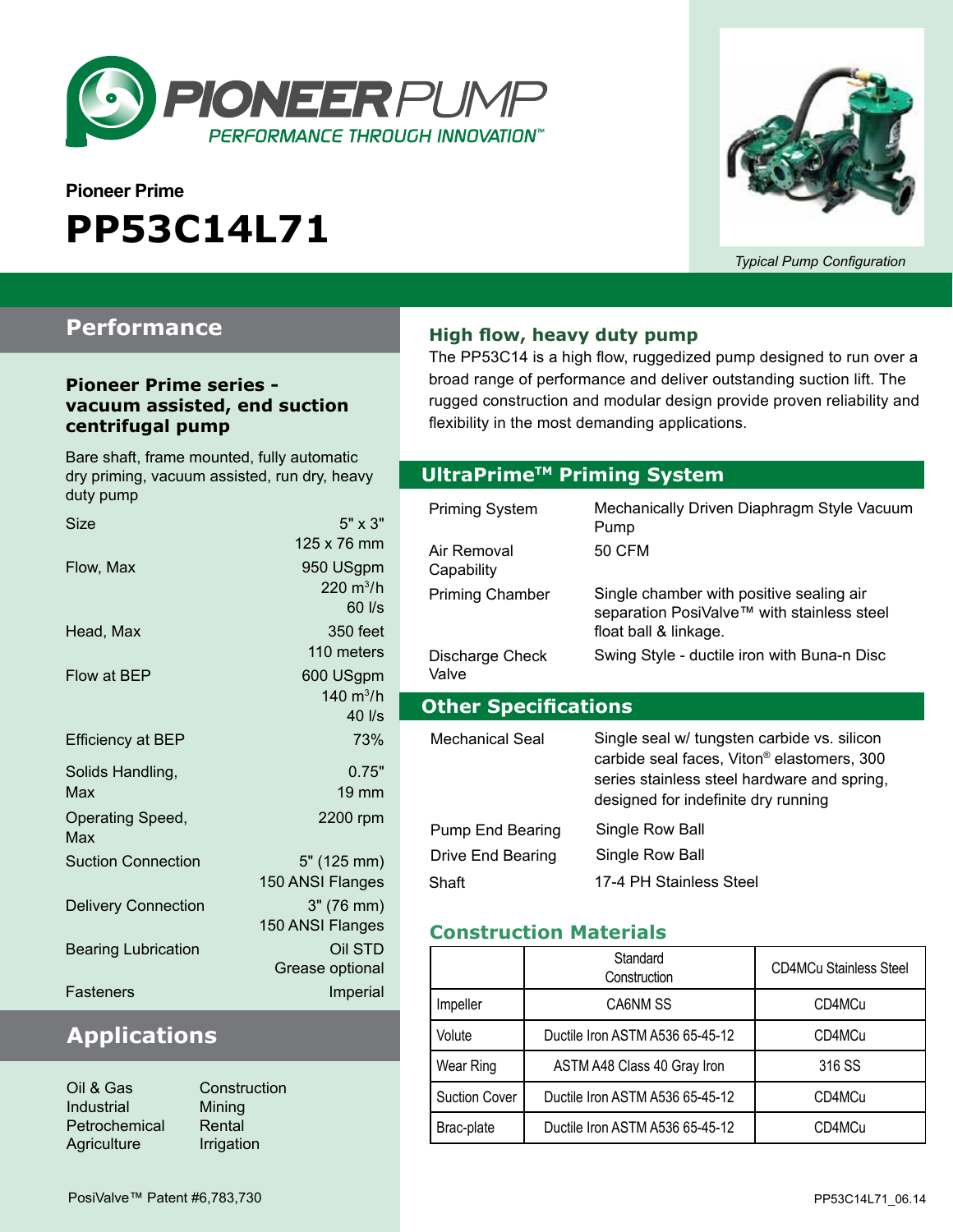PIONEERPUMP

PERFORMANCE THROUGH INNOVATION™

Pioneer Prime

# PP53C14L71

*Typical Pump Configuration*

## Performance

### Pioneer Prime series - vacuum assisted, end suction centrifugal pump

Bare shaft, frame mounted, fully automatic dry priming, vacuum assisted, run dry, heavy duty pump

| | |
|---|---|
| Size | 5" x 3"<br>125 x 76 mm |
| Flow, Max | 950 USgpm<br>220 $m^3/h$<br>60 l/s |
| Head, Max | 350 feet<br>110 meters |
| Flow at BEP | 600 USgpm<br>140 $m^3/h$<br>40 l/s |
| Efficiency at BEP | 73% |
| Solids Handling, Max | 0.75"<br>19 mm |
| Operating Speed, Max | 2200 rpm |
| Suction Connection | 5" (125 mm)<br>150 ANSI Flanges |
| Delivery Connection | 3" (76 mm)<br>150 ANSI Flanges |
| Bearing Lubrication | Oil STD<br>Grease optional |
| Fasteners | Imperial |

## Applications

- Oil & Gas
- Industrial
- Petrochemical
- Agriculture
- Construction
- Mining
- Rental
- Irrigation

### High flow, heavy duty pump

The PP53C14 is a high flow, ruggedized pump designed to run over a broad range of performance and deliver outstanding suction lift. The rugged construction and modular design provide proven reliability and flexibility in the most demanding applications.

## UltraPrime™ Priming System

| | |
|---|---|
| Priming System | Mechanically Driven Diaphragm Style Vacuum Pump |
| Air Removal Capability | 50 CFM |
| Priming Chamber | Single chamber with positive sealing air separation PosiValve™ with stainless steel float ball & linkage. |
| Discharge Check Valve | Swing Style - ductile iron with Buna-n Disc |

## Other Specifications

| | |
|---|---|
| Mechanical Seal | Single seal w/ tungsten carbide vs. silicon carbide seal faces, Viton® elastomers, 300 series stainless steel hardware and spring, designed for indefinite dry running |
| Pump End Bearing | Single Row Ball |
| Drive End Bearing | Single Row Ball |
| Shaft | 17-4 PH Stainless Steel |

### Construction Materials

| | Standard Construction | CD4MCu Stainless Steel |
|---|---|---|
| Impeller | CA6NM SS | CD4MCu |
| Volute | Ductile Iron ASTM A536 65-45-12 | CD4MCu |
| Wear Ring | ASTM A48 Class 40 Gray Iron | 316 SS |
| Suction Cover | Ductile Iron ASTM A536 65-45-12 | CD4MCu |
| Brac-plate | Ductile Iron ASTM A536 65-45-12 | CD4MCu |

PosiValve™ Patent #6,783,730

PP53C14L71_06.14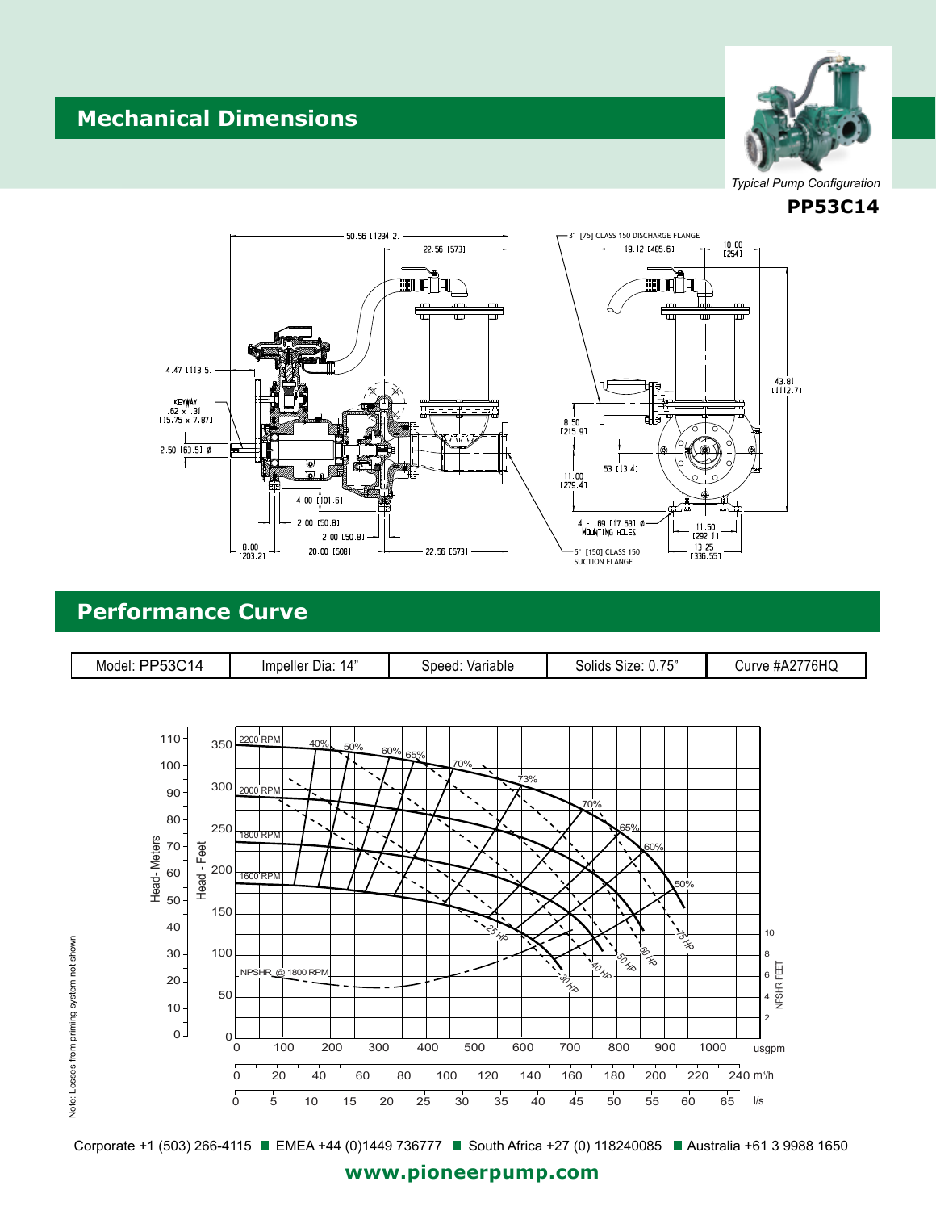## Mechanical Dimensions

*Typical Pump Configuration*

**PP53C14**

50.56 [1284.2]
22.56 [573]
4.47 [113.5]
KEYWAY .62 x .31 [15.75 x 7.87]
2.50 [63.5] Ø
4.00 [101.6]
2.00 [50.8]
2.00 [50.8]
8.00 [203.2]
20.00 [508]
22.56 [573]

3" [75] CLASS 150 DISCHARGE FLANGE
19.12 [485.6]
10.00 [254]
43.81 [1112.7]
8.50 [215.9]
.53 [13.4]
11.00 [279.4]
4 - .69 [17.53] Ø MOUNTING HOLES
11.50 [292.1]
13.25 [336.55]
5" [150] CLASS 150 SUCTION FLANGE

## Performance Curve

| Model: PP53C14 | Impeller Dia: 14" | Speed: Variable | Solids Size: 0.75" | Curve #A2776HQ |
|---|---|---|---|---|

Head- Meters: 0, 10, 20, 30, 40, 50, 60, 70, 80, 90, 100, 110
Head - Feet: 0, 50, 100, 150, 200, 250, 300, 350
2200 RPM
2000 RPM
1800 RPM
1600 RPM
40%, 50%, 60%, 65%, 70%, 73%, 70%, 65%, 60%, 50%
25 HP, 30 HP, 40 HP, 50 HP, 60 HP, 75 HP
NPSHR @ 1800 RPM
NPSHR FEET: 2, 4, 6, 8, 10
usgpm: 0, 100, 200, 300, 400, 500, 600, 700, 800, 900, 1000
m³/h: 0, 20, 40, 60, 80, 100, 120, 140, 160, 180, 200, 220, 240
l/s: 0, 5, 10, 15, 20, 25, 30, 35, 40, 45, 50, 55, 60, 65

Note: Losses from priming system not shown

Corporate +1 (503) 266-4115 ■ EMEA +44 (0)1449 736777 ■ South Africa +27 (0) 118240085 ■ Australia +61 3 9988 1650

**www.pioneerpump.com**